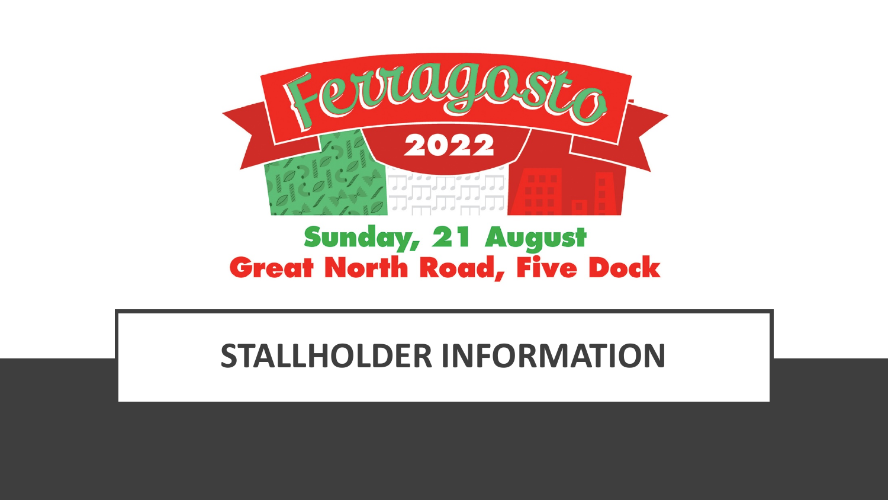# Ferragosto 2022

**Sunday, 21 August**

**Great North Road, Five Dock**

## STALLHOLDER INFORMATION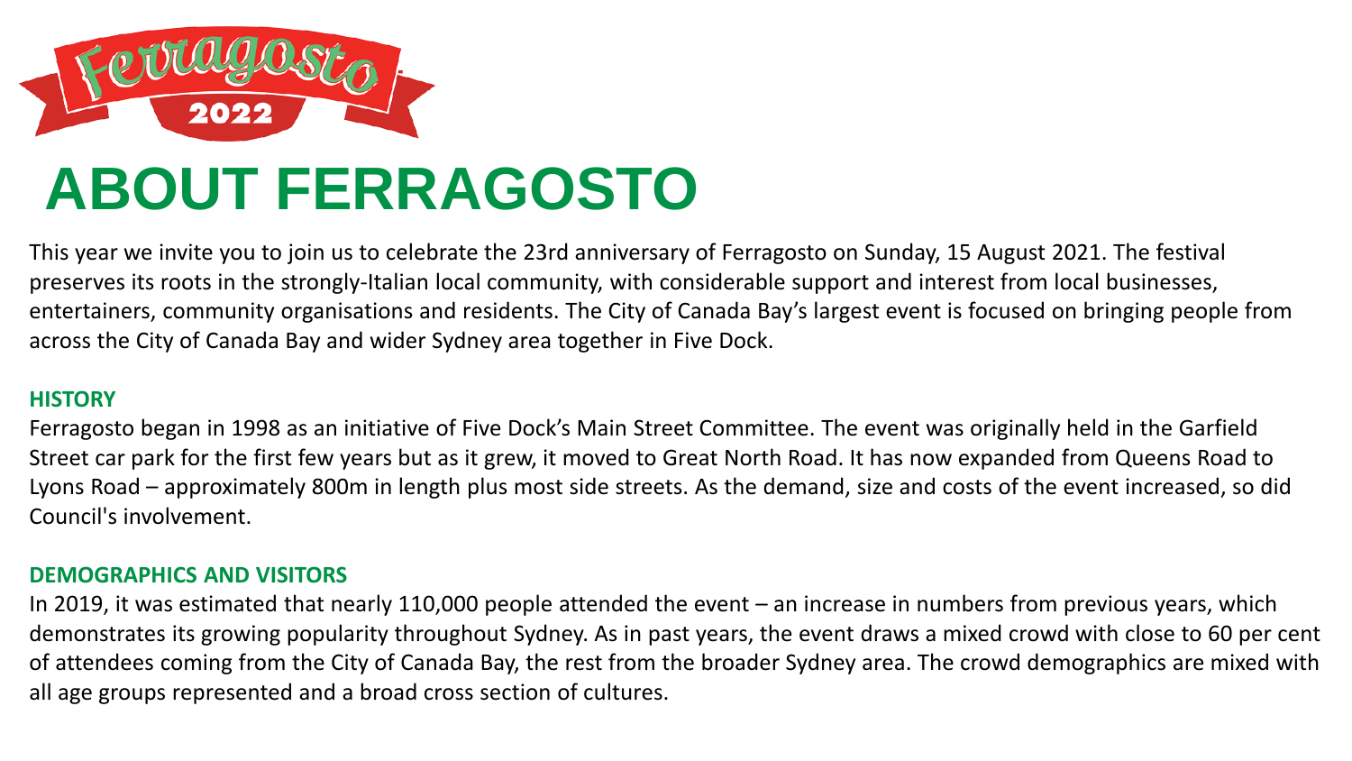Ferragosto 2022

# ABOUT FERRAGOSTO

This year we invite you to join us to celebrate the 23rd anniversary of Ferragosto on Sunday, 15 August 2021. The festival preserves its roots in the strongly-Italian local community, with considerable support and interest from local businesses, entertainers, community organisations and residents. The City of Canada Bay's largest event is focused on bringing people from across the City of Canada Bay and wider Sydney area together in Five Dock.

## HISTORY

Ferragosto began in 1998 as an initiative of Five Dock's Main Street Committee. The event was originally held in the Garfield Street car park for the first few years but as it grew, it moved to Great North Road. It has now expanded from Queens Road to Lyons Road – approximately 800m in length plus most side streets. As the demand, size and costs of the event increased, so did Council's involvement.

## DEMOGRAPHICS AND VISITORS

In 2019, it was estimated that nearly 110,000 people attended the event – an increase in numbers from previous years, which demonstrates its growing popularity throughout Sydney. As in past years, the event draws a mixed crowd with close to 60 per cent of attendees coming from the City of Canada Bay, the rest from the broader Sydney area. The crowd demographics are mixed with all age groups represented and a broad cross section of cultures.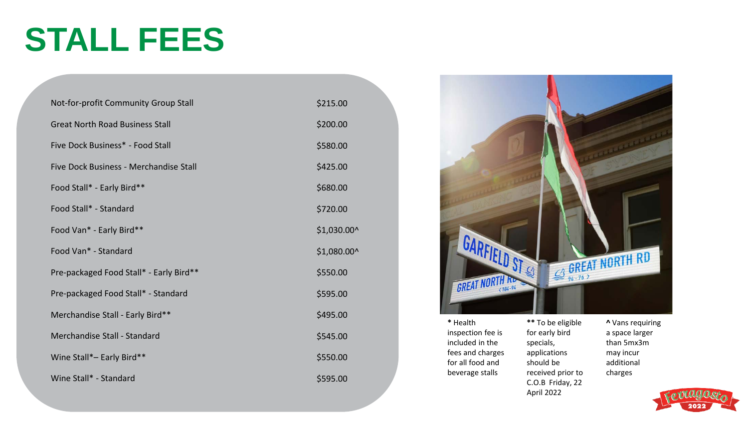# STALL FEES

| Stall Type | Fee |
| --- | --- |
| Not-for-profit Community Group Stall | $215.00 |
| Great North Road Business Stall | $200.00 |
| Five Dock Business* - Food Stall | $580.00 |
| Five Dock Business - Merchandise Stall | $425.00 |
| Food Stall* - Early Bird** | $680.00 |
| Food Stall* - Standard | $720.00 |
| Food Van* - Early Bird** | $1,030.00^ |
| Food Van* - Standard | $1,080.00^ |
| Pre-packaged Food Stall* - Early Bird** | $550.00 |
| Pre-packaged Food Stall* - Standard | $595.00 |
| Merchandise Stall - Early Bird** | $495.00 |
| Merchandise Stall - Standard | $545.00 |
| Wine Stall*– Early Bird** | $550.00 |
| Wine Stall* - Standard | $595.00 |

**\*** Health inspection fee is included in the fees and charges for all food and beverage stalls

**\*\*** To be eligible for early bird specials, applications should be received prior to C.O.B Friday, 22 April 2022

**^** Vans requiring a space larger than 5mx3m may incur additional charges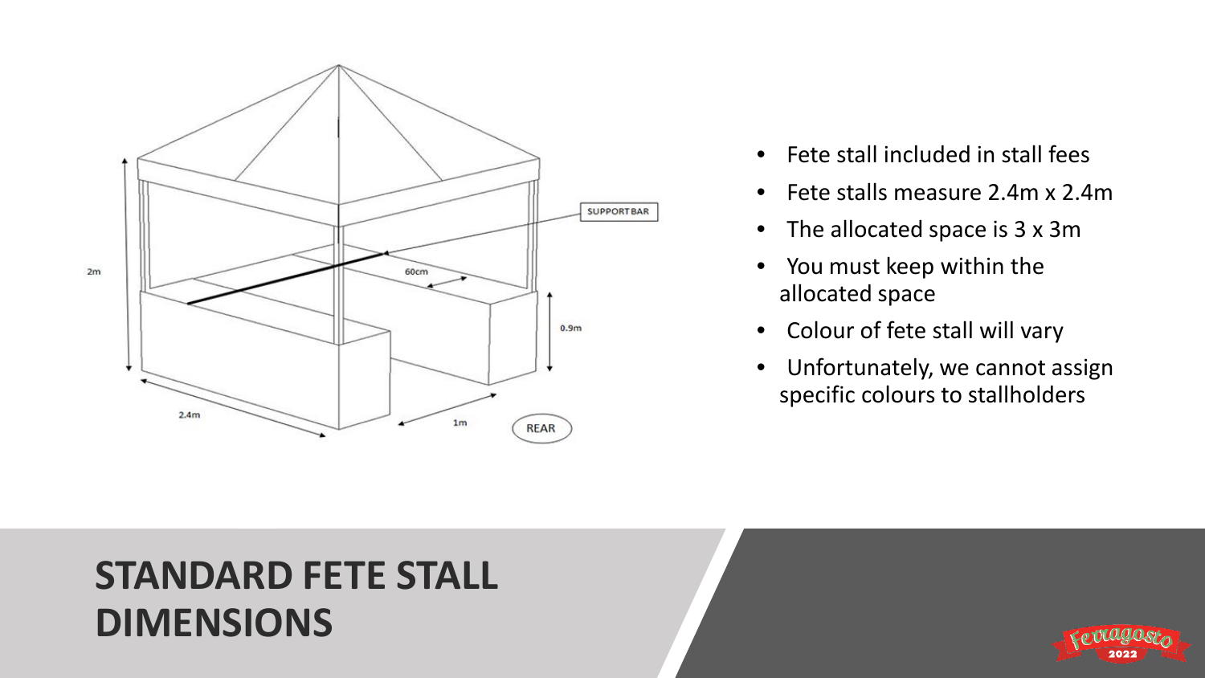# STANDARD FETE STALL DIMENSIONS

- Fete stall included in stall fees
- Fete stalls measure 2.4m x 2.4m
- The allocated space is 3 x 3m
- You must keep within the allocated space
- Colour of fete stall will vary
- Unfortunately, we cannot assign specific colours to stallholders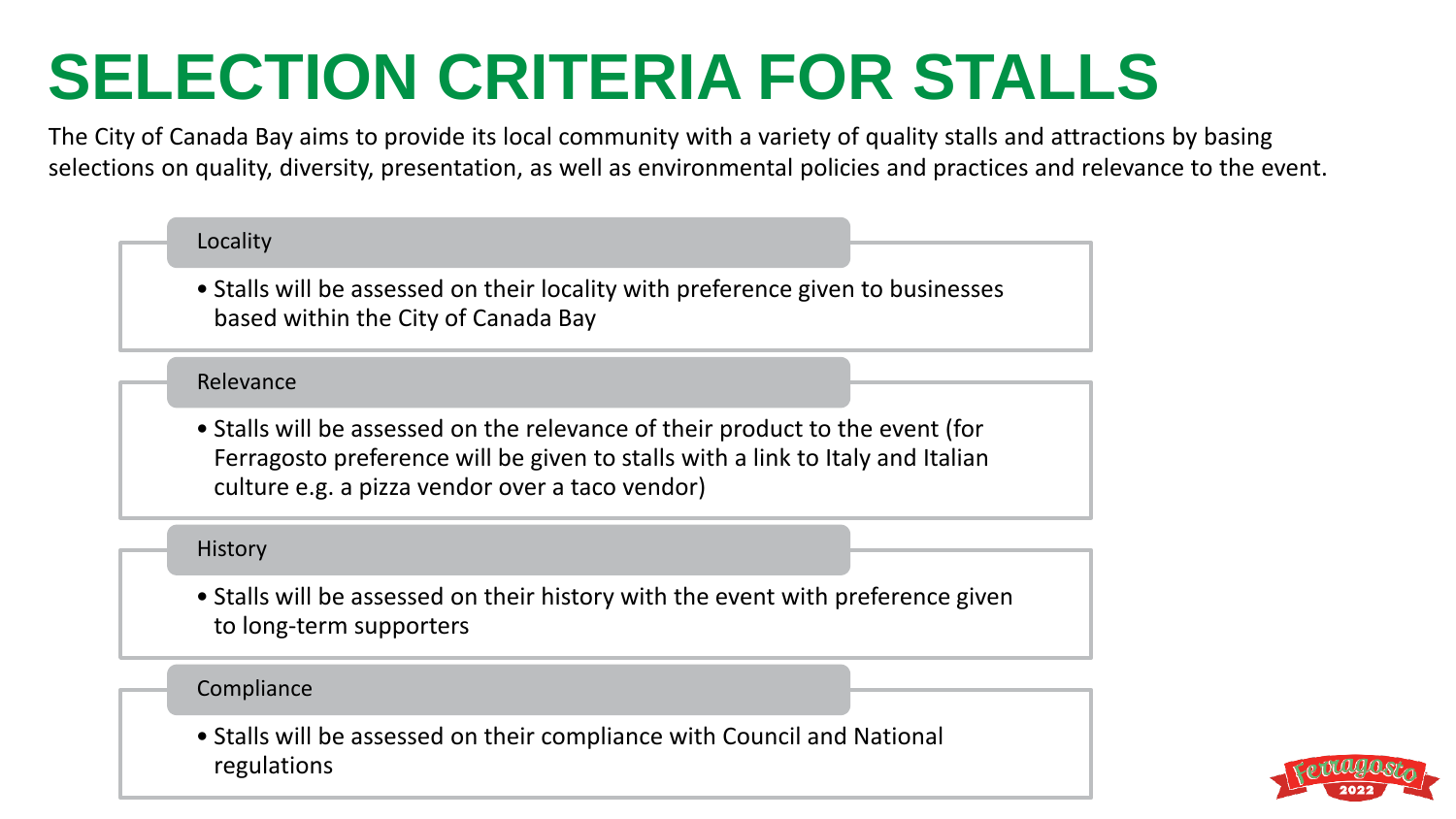# SELECTION CRITERIA FOR STALLS

The City of Canada Bay aims to provide its local community with a variety of quality stalls and attractions by basing selections on quality, diversity, presentation, as well as environmental policies and practices and relevance to the event.

### Locality

- Stalls will be assessed on their locality with preference given to businesses based within the City of Canada Bay

### Relevance

- Stalls will be assessed on the relevance of their product to the event (for Ferragosto preference will be given to stalls with a link to Italy and Italian culture e.g. a pizza vendor over a taco vendor)

### History

- Stalls will be assessed on their history with the event with preference given to long-term supporters

### Compliance

- Stalls will be assessed on their compliance with Council and National regulations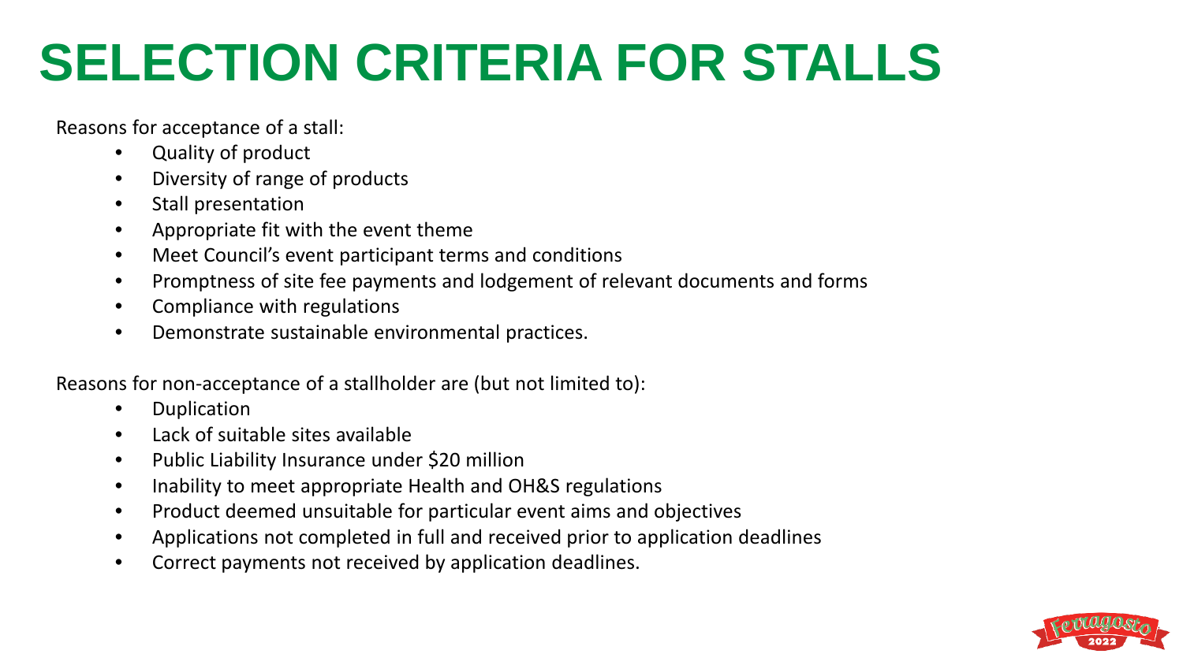# SELECTION CRITERIA FOR STALLS

Reasons for acceptance of a stall:

- Quality of product
- Diversity of range of products
- Stall presentation
- Appropriate fit with the event theme
- Meet Council's event participant terms and conditions
- Promptness of site fee payments and lodgement of relevant documents and forms
- Compliance with regulations
- Demonstrate sustainable environmental practices.

Reasons for non-acceptance of a stallholder are (but not limited to):

- Duplication
- Lack of suitable sites available
- Public Liability Insurance under $20 million
- Inability to meet appropriate Health and OH&S regulations
- Product deemed unsuitable for particular event aims and objectives
- Applications not completed in full and received prior to application deadlines
- Correct payments not received by application deadlines.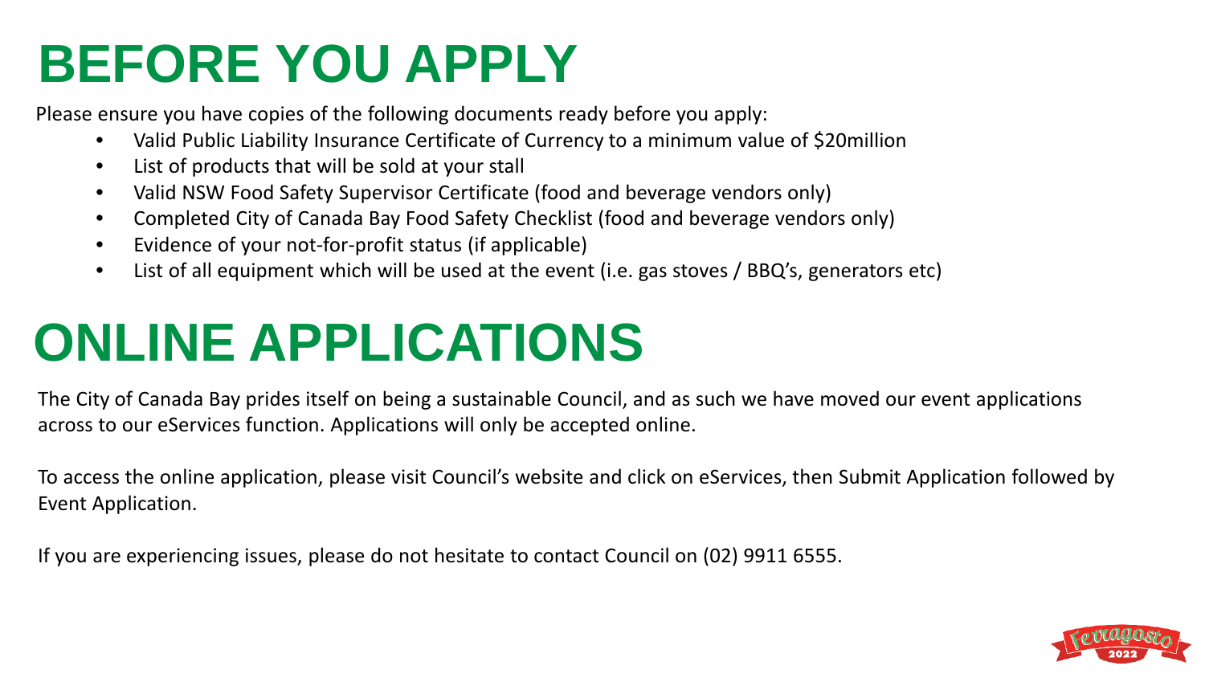# BEFORE YOU APPLY

Please ensure you have copies of the following documents ready before you apply:

- Valid Public Liability Insurance Certificate of Currency to a minimum value of $20million
- List of products that will be sold at your stall
- Valid NSW Food Safety Supervisor Certificate (food and beverage vendors only)
- Completed City of Canada Bay Food Safety Checklist (food and beverage vendors only)
- Evidence of your not-for-profit status (if applicable)
- List of all equipment which will be used at the event (i.e. gas stoves / BBQ's, generators etc)

# ONLINE APPLICATIONS

The City of Canada Bay prides itself on being a sustainable Council, and as such we have moved our event applications across to our eServices function. Applications will only be accepted online.

To access the online application, please visit Council's website and click on eServices, then Submit Application followed by Event Application.

If you are experiencing issues, please do not hesitate to contact Council on (02) 9911 6555.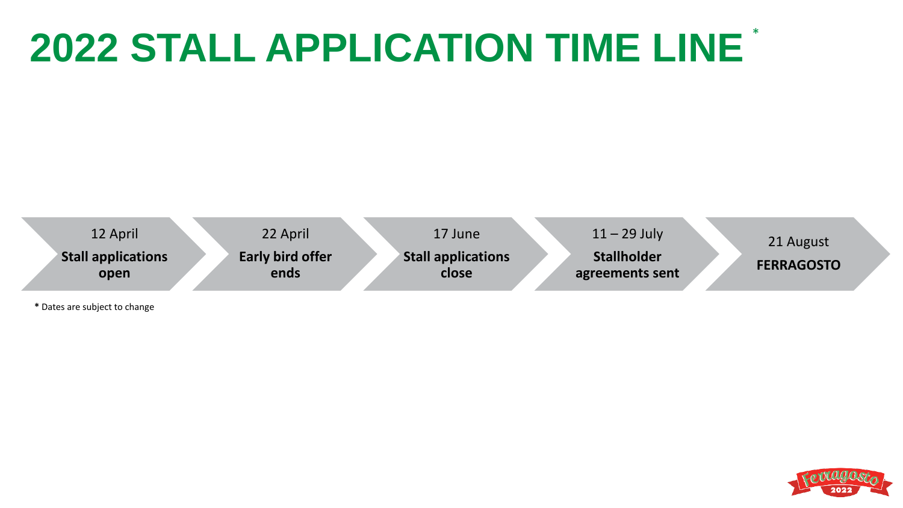# 2022 STALL APPLICATION TIME LINE *

- 12 April
  **Stall applications open**
- 22 April
  **Early bird offer ends**
- 17 June
  **Stall applications close**
- 11 – 29 July
  **Stallholder agreements sent**
- 21 August
  **FERRAGOSTO**

**\*** Dates are subject to change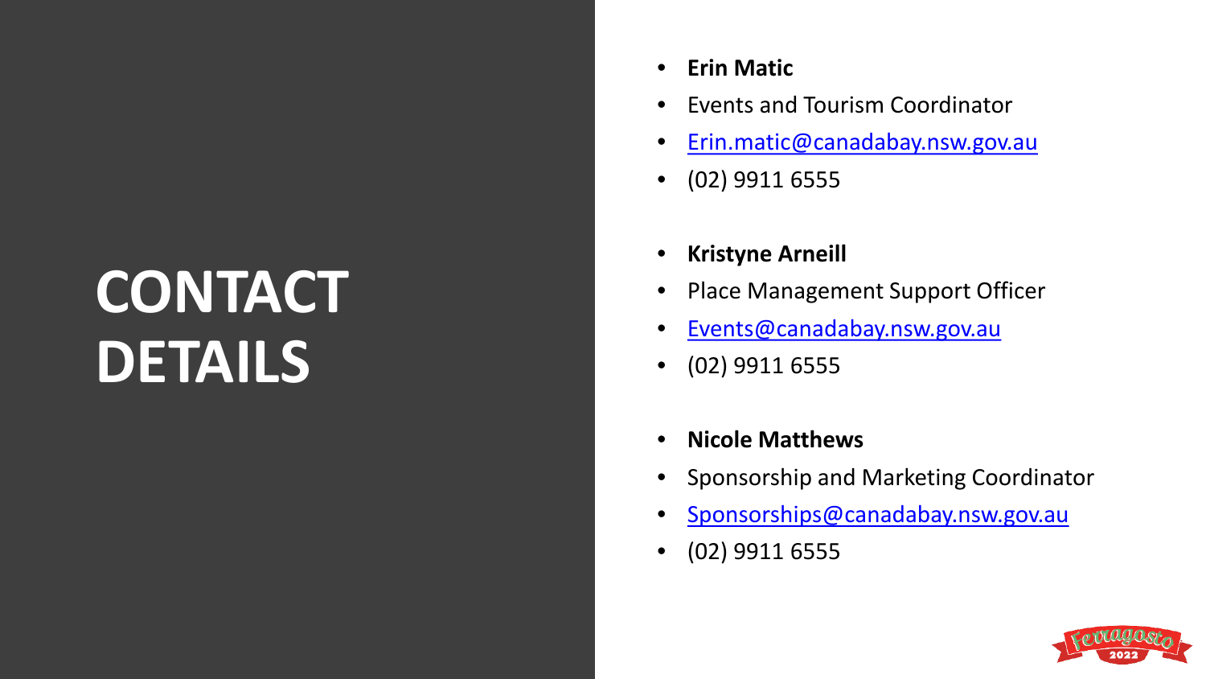# CONTACT DETAILS

- **Erin Matic**
- Events and Tourism Coordinator
- Erin.matic@canadabay.nsw.gov.au
- (02) 9911 6555

- **Kristyne Arneill**
- Place Management Support Officer
- Events@canadabay.nsw.gov.au
- (02) 9911 6555

- **Nicole Matthews**
- Sponsorship and Marketing Coordinator
- Sponsorships@canadabay.nsw.gov.au
- (02) 9911 6555